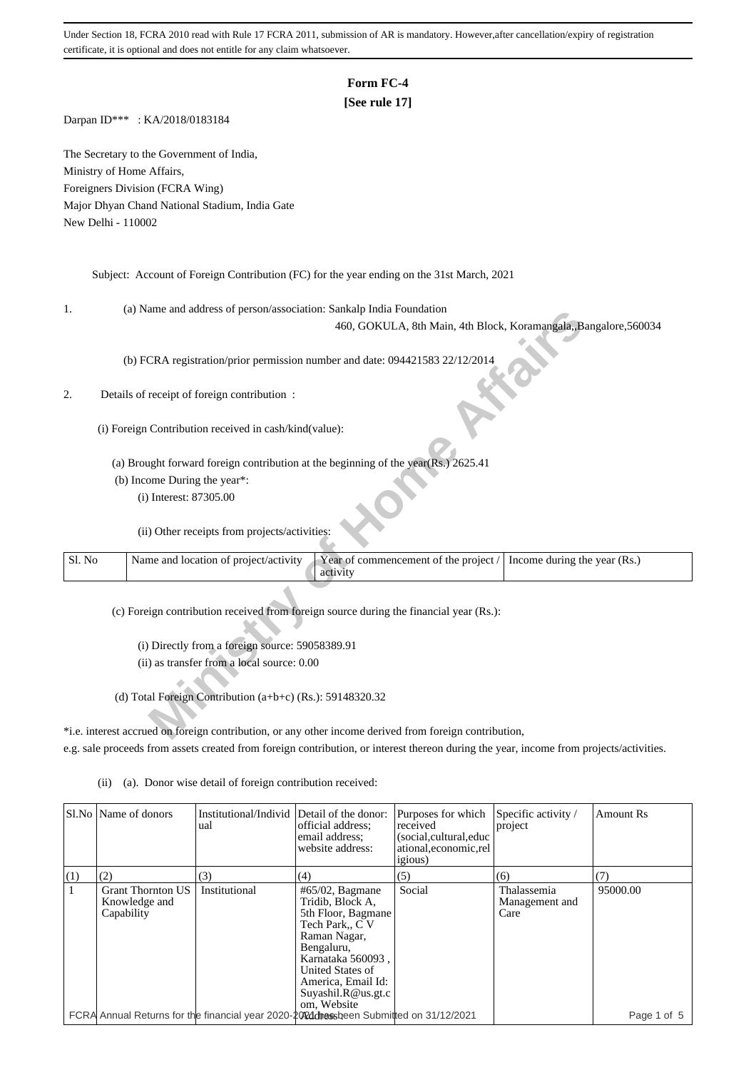Under Section 18, FCRA 2010 read with Rule 17 FCRA 2011, submission of AR is mandatory. However,after cancellation/expiry of registration certificate, it is optional and does not entitle for any claim whatsoever.

# Form FC-4
**[See rule 17]**

Darpan ID*** : KA/2018/0183184

The Secretary to the Government of India,
Ministry of Home Affairs,
Foreigners Division (FCRA Wing)
Major Dhyan Chand National Stadium, India Gate
New Delhi - 110002

Subject: Account of Foreign Contribution (FC) for the year ending on the 31st March, 2021

1. (a) Name and address of person/association: Sankalp India Foundation
460, GOKULA, 8th Main, 4th Block, Koramangala,,Bangalore,560034

(b) FCRA registration/prior permission number and date: 094421583 22/12/2014

2. Details of receipt of foreign contribution :

(i) Foreign Contribution received in cash/kind(value):

(a) Brought forward foreign contribution at the beginning of the year(Rs.) 2625.41

(b) Income During the year*:

(i) Interest: 87305.00

(ii) Other receipts from projects/activities:

| Sl. No | Name and location of project/activity | Year of commencement of the project / activity | Income during the year (Rs.) |
|---|---|---|---|

(c) Foreign contribution received from foreign source during the financial year (Rs.):

(i) Directly from a foreign source: 59058389.91

(ii) as transfer from a local source: 0.00

(d) Total Foreign Contribution (a+b+c) (Rs.): 59148320.32

*i.e. interest accrued on foreign contribution, or any other income derived from foreign contribution, e.g. sale proceeds from assets created from foreign contribution, or interest thereon during the year, income from projects/activities.

(ii) (a). Donor wise detail of foreign contribution received:

| Sl.No | Name of donors | Institutional/Individual | Detail of the donor: official address; email address; website address: | Purposes for which received (social,cultural,educational,economic,religious) | Specific activity / project | Amount Rs |
|---|---|---|---|---|---|---|
| (1) | (2) | (3) | (4) | (5) | (6) | (7) |
| 1 | Grant Thornton US Knowledge and Capability | Institutional | #65/02, Bagmane Tridib, Block A, 5th Floor, Bagmane Tech Park,, C V Raman Nagar, Bengaluru, Karnataka 560093 , United States of America, Email Id: Suyashil.R@us.gt.com, Website Address: | Social | Thalassemia Management and Care | 95000.00 |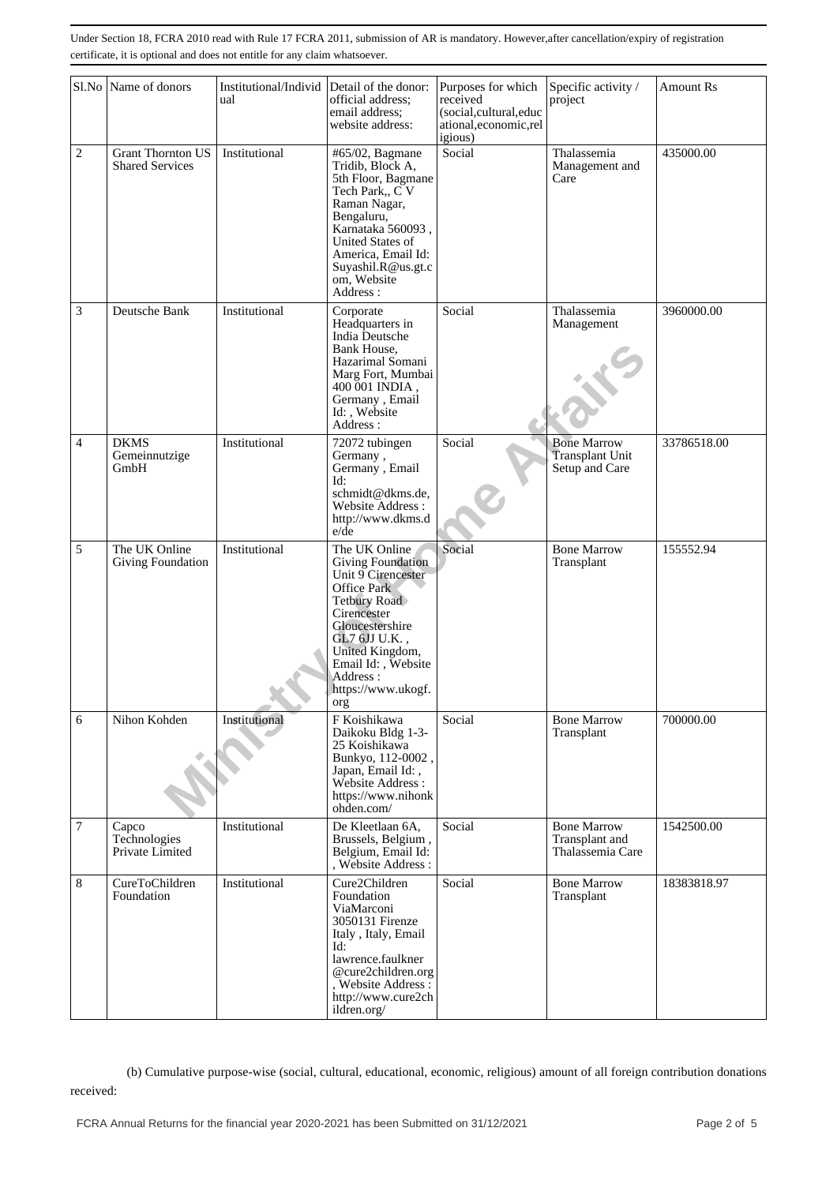Under Section 18, FCRA 2010 read with Rule 17 FCRA 2011, submission of AR is mandatory. However,after cancellation/expiry of registration certificate, it is optional and does not entitle for any claim whatsoever.

| Sl.No | Name of donors | Institutional/Individual | Detail of the donor: official address; email address; website address: | Purposes for which received (social,cultural,educational,economic,religious) | Specific activity / project | Amount Rs |
|---|---|---|---|---|---|---|
| 2 | Grant Thornton US Shared Services | Institutional | #65/02, Bagmane Tridib, Block A, 5th Floor, Bagmane Tech Park,, C V Raman Nagar, Bengaluru, Karnataka 560093 , United States of America, Email Id: Suyashil.R@us.gt.com, Website Address : | Social | Thalassemia Management and Care | 435000.00 |
| 3 | Deutsche Bank | Institutional | Corporate Headquarters in India Deutsche Bank House, Hazarimal Somani Marg Fort, Mumbai 400 001 INDIA , Germany , Email Id: , Website Address : | Social | Thalassemia Management | 3960000.00 |
| 4 | DKMS Gemeinnutzige GmbH | Institutional | 72072 tubingen Germany , Germany , Email Id: schmidt@dkms.de, Website Address : http://www.dkms.de/de | Social | Bone Marrow Transplant Unit Setup and Care | 33786518.00 |
| 5 | The UK Online Giving Foundation | Institutional | The UK Online Giving Foundation Unit 9 Cirencester Office Park Tetbury Road Cirencester Gloucestershire GL7 6JJ U.K. , United Kingdom, Email Id: , Website Address : https://www.ukogf.org | Social | Bone Marrow Transplant | 155552.94 |
| 6 | Nihon Kohden | Institutional | F Koishikawa Daikoku Bldg 1-3-25 Koishikawa Bunkyo, 112-0002 , Japan, Email Id: , Website Address : https://www.nihonkohden.com/ | Social | Bone Marrow Transplant | 700000.00 |
| 7 | Capco Technologies Private Limited | Institutional | De Kleetlaan 6A, Brussels, Belgium , Belgium, Email Id: , Website Address : | Social | Bone Marrow Transplant and Thalassemia Care | 1542500.00 |
| 8 | CureToChildren Foundation | Institutional | Cure2Children Foundation ViaMarconi 3050131 Firenze Italy , Italy, Email Id: lawrence.faulkner@cure2children.org , Website Address : http://www.cure2children.org/ | Social | Bone Marrow Transplant | 18383818.97 |

(b) Cumulative purpose-wise (social, cultural, educational, economic, religious) amount of all foreign contribution donations received: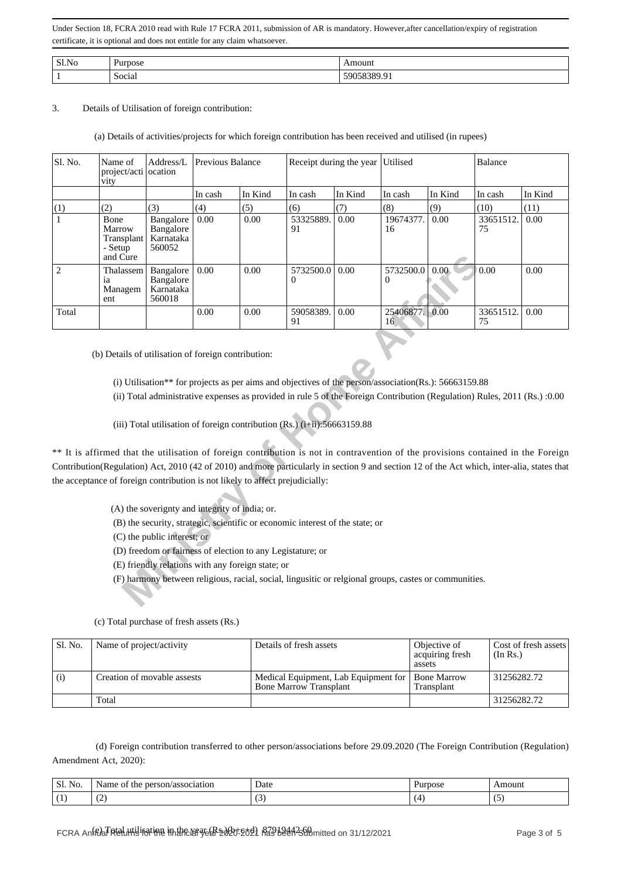Under Section 18, FCRA 2010 read with Rule 17 FCRA 2011, submission of AR is mandatory. However,after cancellation/expiry of registration certificate, it is optional and does not entitle for any claim whatsoever.

| Sl.No | Purpose | Amount |
|---|---|---|
| 1 | Social | 59058389.91 |

3. Details of Utilisation of foreign contribution:

(a) Details of activities/projects for which foreign contribution has been received and utilised (in rupees)

| Sl. No. | Name of project/activity | Address/Location | Previous Balance | | Receipt during the year | | Utilised | | Balance | |
|---|---|---|---|---|---|---|---|---|---|---|
| | | | In cash | In Kind | In cash | In Kind | In cash | In Kind | In cash | In Kind |
| (1) | (2) | (3) | (4) | (5) | (6) | (7) | (8) | (9) | (10) | (11) |
| 1 | Bone Marrow Transplant - Setup and Cure | Bangalore Bangalore Karnataka 560052 | 0.00 | 0.00 | 53325889.91 | 0.00 | 19674377.16 | 0.00 | 33651512.75 | 0.00 |
| 2 | Thalassemia Management | Bangalore Bangalore Karnataka 560018 | 0.00 | 0.00 | 5732500.00 | 0.00 | 5732500.00 | 0.00 | 0.00 | 0.00 |
| Total | | | 0.00 | 0.00 | 59058389.91 | 0.00 | 25406877.16 | 0.00 | 33651512.75 | 0.00 |

(b) Details of utilisation of foreign contribution:

(i) Utilisation** for projects as per aims and objectives of the person/association(Rs.): 56663159.88

(ii) Total administrative expenses as provided in rule 5 of the Foreign Contribution (Regulation) Rules, 2011 (Rs.) :0.00

(iii) Total utilisation of foreign contribution (Rs.) (i+ii):56663159.88

** It is affirmed that the utilisation of foreign contribution is not in contravention of the provisions contained in the Foreign Contribution(Regulation) Act, 2010 (42 of 2010) and more particularly in section 9 and section 12 of the Act which, inter-alia, states that the acceptance of foreign contribution is not likely to affect prejudicially:

(A) the soverignty and integrity of india; or.

(B) the security, strategic, scientific or economic interest of the state; or

(C) the public interest; or

(D) freedom or fairness of election to any Legistature; or

(E) friendly relations with any foreign state; or

(F) harmony between religious, racial, social, lingusitic or relgional groups, castes or communities.

(c) Total purchase of fresh assets (Rs.)

| Sl. No. | Name of project/activity | Details of fresh assets | Objective of acquiring fresh assets | Cost of fresh assets (In Rs.) |
|---|---|---|---|---|
| (i) | Creation of movable assests | Medical Equipment, Lab Equipment for Bone Marrow Transplant | Bone Marrow Transplant | 31256282.72 |
| | Total | | | 31256282.72 |

(d) Foreign contribution transferred to other person/associations before 29.09.2020 (The Foreign Contribution (Regulation) Amendment Act, 2020):

| Sl. No. | Name of the person/association | Date | Purpose | Amount |
|---|---|---|---|---|
| (1) | (2) | (3) | (4) | (5) |

(e) Total utilisation in the year (Rs.)(b+c+d) 87919442.60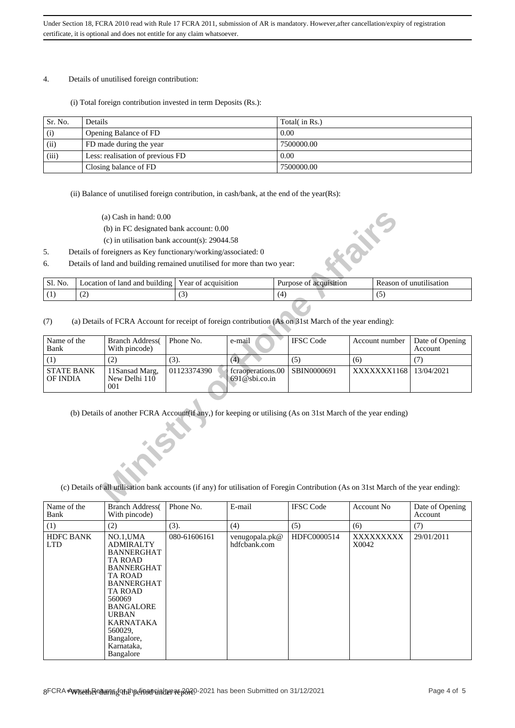Under Section 18, FCRA 2010 read with Rule 17 FCRA 2011, submission of AR is mandatory. However,after cancellation/expiry of registration certificate, it is optional and does not entitle for any claim whatsoever.

4. Details of unutilised foreign contribution:

(i) Total foreign contribution invested in term Deposits (Rs.):

| Sr. No. | Details | Total( in Rs.) |
|---|---|---|
| (i) | Opening Balance of FD | 0.00 |
| (ii) | FD made during the year | 7500000.00 |
| (iii) | Less: realisation of previous FD | 0.00 |
| | Closing balance of FD | 7500000.00 |

(ii) Balance of unutilised foreign contribution, in cash/bank, at the end of the year(Rs):

(a) Cash in hand: 0.00

(b) in FC designated bank account: 0.00

(c) in utilisation bank account(s): 29044.58

5. Details of foreigners as Key functionary/working/associated: 0

6. Details of land and building remained unutilised for more than two year:

| Sl. No. | Location of land and building | Year of acquisition | Purpose of acquisition | Reason of unutilisation |
|---|---|---|---|---|
| (1) | (2) | (3) | (4) | (5) |

(7) (a) Details of FCRA Account for receipt of foreign contribution (As on 31st March of the year ending):

| Name of the Bank | Branch Address( With pincode) | Phone No. | e-mail | IFSC Code | Account number | Date of Opening Account |
|---|---|---|---|---|---|---|
| (1) | (2) | (3). | (4) | (5) | (6) | (7) |
| STATE BANK OF INDIA | 11Sansad Marg, New Delhi 110 001 | 01123374390 | fcraoperations.00691@sbi.co.in | SBIN0000691 | XXXXXXX1168 | 13/04/2021 |

(b) Details of another FCRA Account(if any,) for keeping or utilising (As on 31st March of the year ending)

(c) Details of all utilisation bank accounts (if any) for utilisation of Foregin Contribution (As on 31st March of the year ending):

| Name of the Bank | Branch Address( With pincode) | Phone No. | E-mail | IFSC Code | Account No | Date of Opening Account |
|---|---|---|---|---|---|---|
| (1) | (2) | (3). | (4) | (5) | (6) | (7) |
| HDFC BANK LTD | NO.1,UMA ADMIRALTY BANNERGHAT TA ROAD BANNERGHAT TA ROAD BANNERGHAT TA ROAD 560069 BANGALORE URBAN KARNATAKA 560029, Bangalore, Karnataka, Bangalore | 080-61606161 | venugopala.pk@hdfcbank.com | HDFC0000514 | XXXXXXXXX X0042 | 29/01/2011 |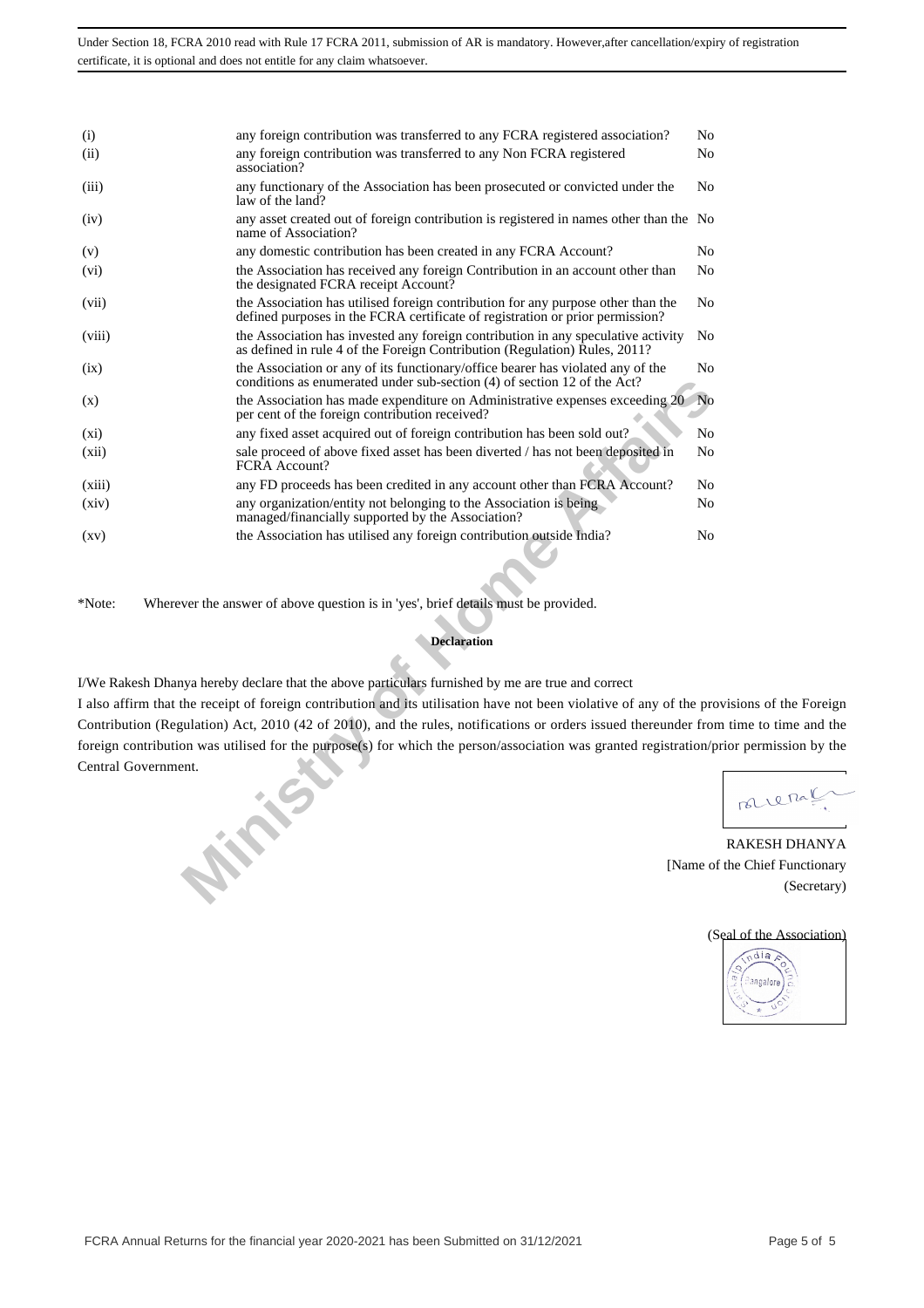Under Section 18, FCRA 2010 read with Rule 17 FCRA 2011, submission of AR is mandatory. However,after cancellation/expiry of registration certificate, it is optional and does not entitle for any claim whatsoever.

| | | |
|---|---|---|
| (i) | any foreign contribution was transferred to any FCRA registered association? | No |
| (ii) | any foreign contribution was transferred to any Non FCRA registered association? | No |
| (iii) | any functionary of the Association has been prosecuted or convicted under the law of the land? | No |
| (iv) | any asset created out of foreign contribution is registered in names other than the name of Association? | No |
| (v) | any domestic contribution has been created in any FCRA Account? | No |
| (vi) | the Association has received any foreign Contribution in an account other than the designated FCRA receipt Account? | No |
| (vii) | the Association has utilised foreign contribution for any purpose other than the defined purposes in the FCRA certificate of registration or prior permission? | No |
| (viii) | the Association has invested any foreign contribution in any speculative activity as defined in rule 4 of the Foreign Contribution (Regulation) Rules, 2011? | No |
| (ix) | the Association or any of its functionary/office bearer has violated any of the conditions as enumerated under sub-section (4) of section 12 of the Act? | No |
| (x) | the Association has made expenditure on Administrative expenses exceeding 20 per cent of the foreign contribution received? | No |
| (xi) | any fixed asset acquired out of foreign contribution has been sold out? | No |
| (xii) | sale proceed of above fixed asset has been diverted / has not been deposited in FCRA Account? | No |
| (xiii) | any FD proceeds has been credited in any account other than FCRA Account? | No |
| (xiv) | any organization/entity not belonging to the Association is being managed/financially supported by the Association? | No |
| (xv) | the Association has utilised any foreign contribution outside India? | No |

*Note: Wherever the answer of above question is in 'yes', brief details must be provided.

**Declaration**

I/We Rakesh Dhanya hereby declare that the above particulars furnished by me are true and correct

I also affirm that the receipt of foreign contribution and its utilisation have not been violative of any of the provisions of the Foreign Contribution (Regulation) Act, 2010 (42 of 2010), and the rules, notifications or orders issued thereunder from time to time and the foreign contribution was utilised for the purpose(s) for which the person/association was granted registration/prior permission by the Central Government.

RAKESH DHANYA
[Name of the Chief Functionary
(Secretary)

(Seal of the Association)

FCRA Annual Returns for the financial year 2020-2021 has been Submitted on 31/12/2021